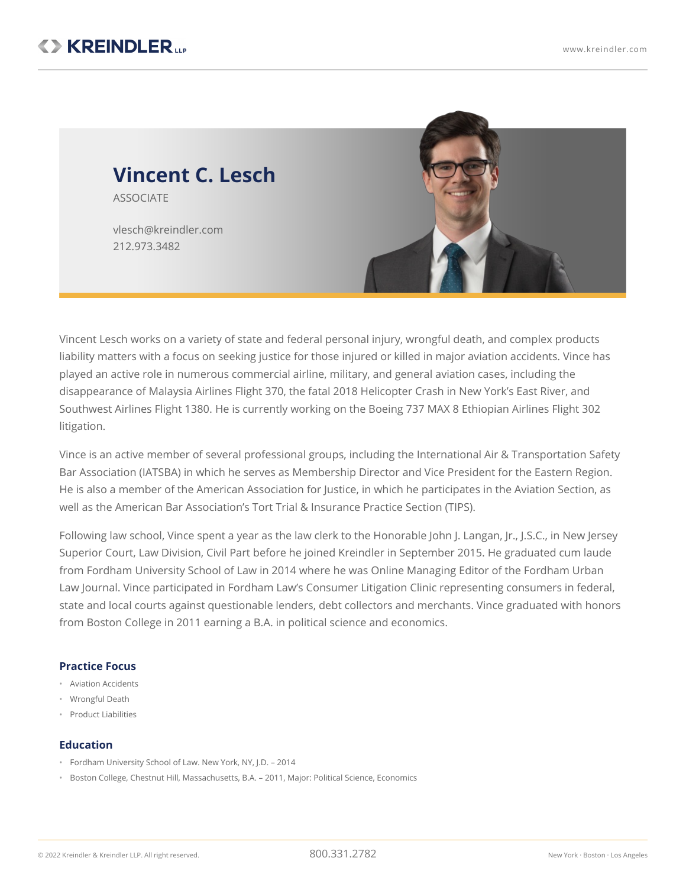# Vincent C. Lesch

ASSOCIATE

vlesch@kreindler.com
212.973.3482

Vincent Lesch works on a variety of state and federal personal injury, wrongful death, and complex products liability matters with a focus on seeking justice for those injured or killed in major aviation accidents. Vince has played an active role in numerous commercial airline, military, and general aviation cases, including the disappearance of Malaysia Airlines Flight 370, the fatal 2018 Helicopter Crash in New York's East River, and Southwest Airlines Flight 1380. He is currently working on the Boeing 737 MAX 8 Ethiopian Airlines Flight 302 litigation.

Vince is an active member of several professional groups, including the International Air & Transportation Safety Bar Association (IATSBA) in which he serves as Membership Director and Vice President for the Eastern Region. He is also a member of the American Association for Justice, in which he participates in the Aviation Section, as well as the American Bar Association's Tort Trial & Insurance Practice Section (TIPS).

Following law school, Vince spent a year as the law clerk to the Honorable John J. Langan, Jr., J.S.C., in New Jersey Superior Court, Law Division, Civil Part before he joined Kreindler in September 2015. He graduated cum laude from Fordham University School of Law in 2014 where he was Online Managing Editor of the Fordham Urban Law Journal. Vince participated in Fordham Law's Consumer Litigation Clinic representing consumers in federal, state and local courts against questionable lenders, debt collectors and merchants. Vince graduated with honors from Boston College in 2011 earning a B.A. in political science and economics.

## Practice Focus

- Aviation Accidents
- Wrongful Death
- Product Liabilities

## Education

- Fordham University School of Law. New York, NY, J.D. – 2014
- Boston College, Chestnut Hill, Massachusetts, B.A. – 2011, Major: Political Science, Economics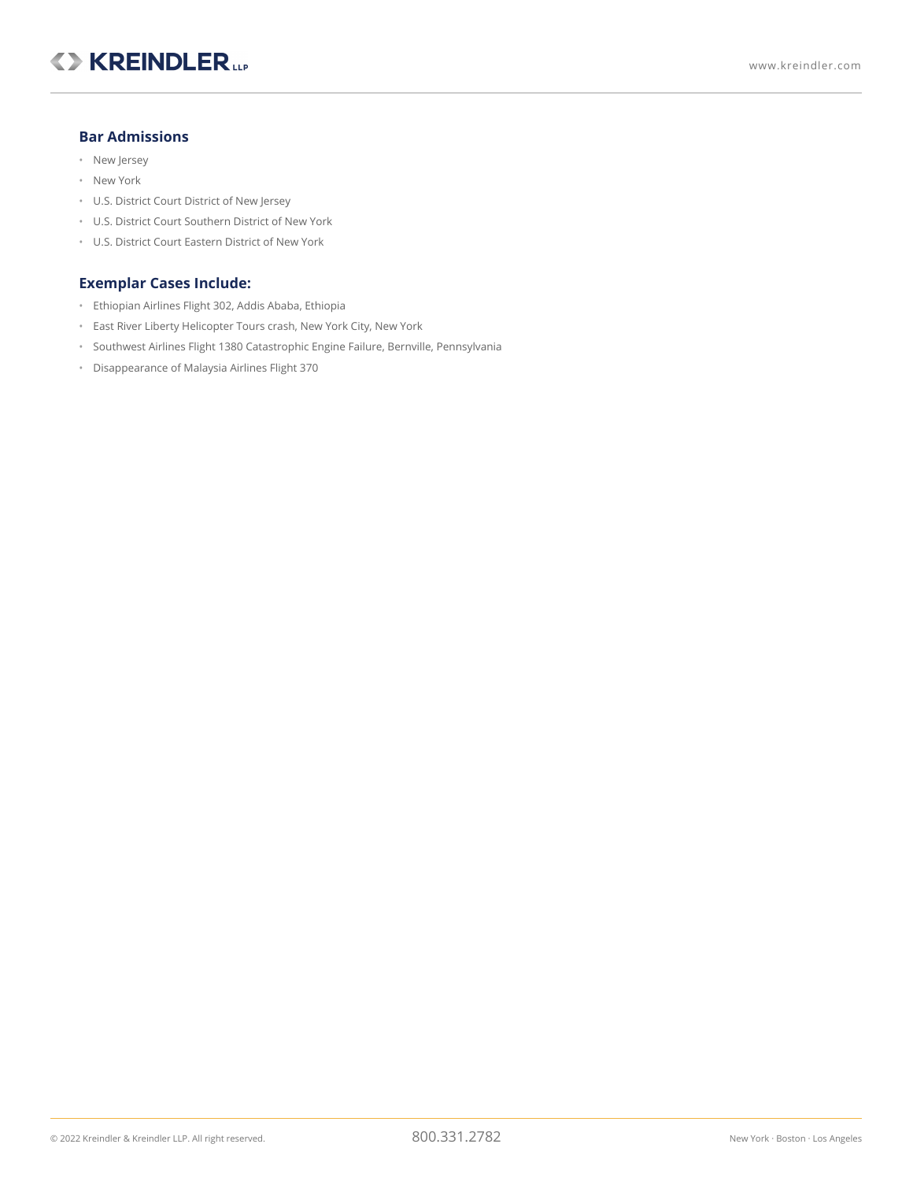## Bar Admissions

- New Jersey
- New York
- U.S. District Court District of New Jersey
- U.S. District Court Southern District of New York
- U.S. District Court Eastern District of New York

## Exemplar Cases Include:

- Ethiopian Airlines Flight 302, Addis Ababa, Ethiopia
- East River Liberty Helicopter Tours crash, New York City, New York
- Southwest Airlines Flight 1380 Catastrophic Engine Failure, Bernville, Pennsylvania
- Disappearance of Malaysia Airlines Flight 370